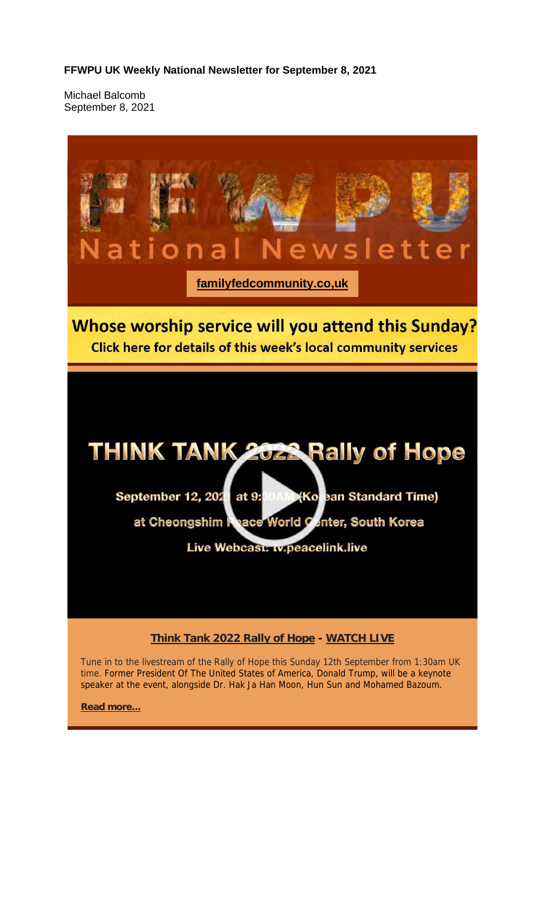**FFWPU UK Weekly National Newsletter for September 8, 2021**

Michael Balcomb
September 8, 2021

# FFWPU National Newsletter

**familyfedcommunity.co,uk**

## Whose worship service will you attend this Sunday?

**Click here for details of this week's local community services**

## THINK TANK 2022 Rally of Hope

**September 12, 2021 at 9:30AM (Korean Standard Time)**

**at Cheongshim Peace World Center, South Korea**

**Live Webcast: tv.peacelink.live**

### Think Tank 2022 Rally of Hope - WATCH LIVE

Tune in to the livestream of the Rally of Hope this Sunday 12th September from 1:30am UK time. Former President Of The United States of America, Donald Trump, will be a keynote speaker at the event, alongside Dr. Hak Ja Han Moon, Hun Sun and Mohamed Bazoum.

**Read more...**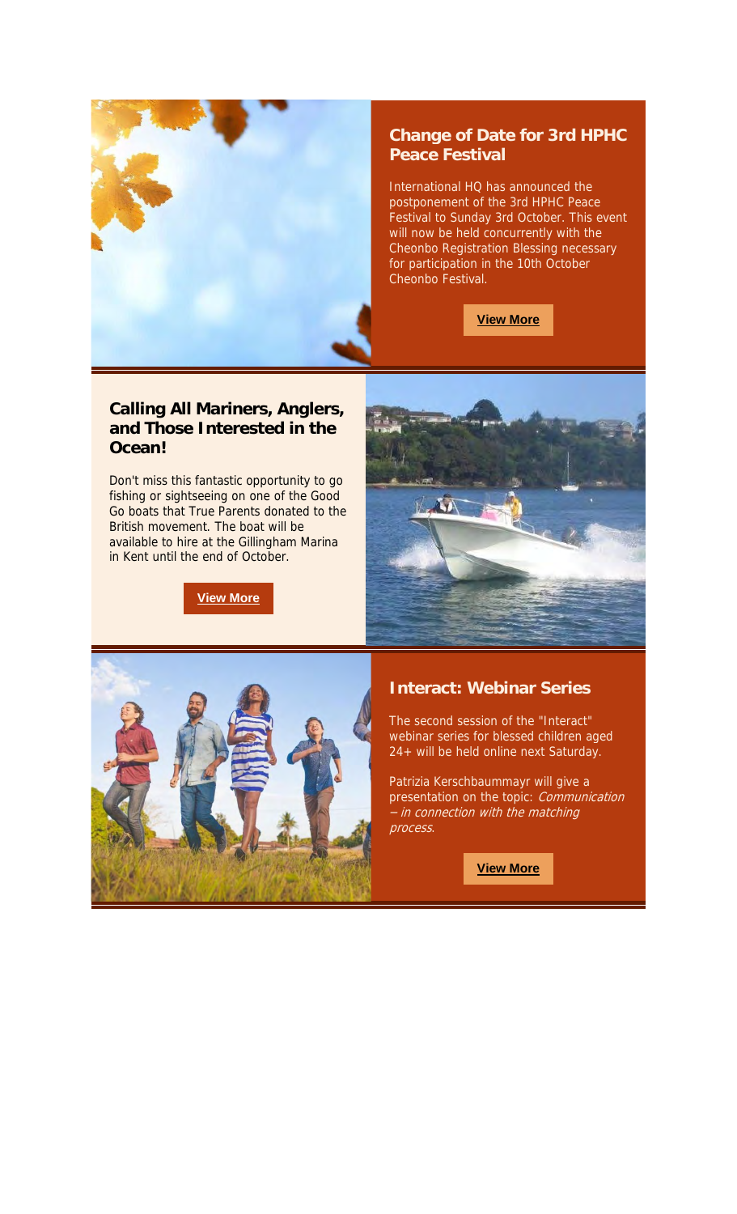## Change of Date for 3rd HPHC Peace Festival

International HQ has announced the postponement of the 3rd HPHC Peace Festival to Sunday 3rd October. This event will now be held concurrently with the Cheonbo Registration Blessing necessary for participation in the 10th October Cheonbo Festival.

**View More**

## Calling All Mariners, Anglers, and Those Interested in the Ocean!

Don't miss this fantastic opportunity to go fishing or sightseeing on one of the Good Go boats that True Parents donated to the British movement. The boat will be available to hire at the Gillingham Marina in Kent until the end of October.

**View More**

## Interact: Webinar Series

The second session of the "Interact" webinar series for blessed children aged 24+ will be held online next Saturday.

Patrizia Kerschbaummayr will give a presentation on the topic: *Communication – in connection with the matching process*.

**View More**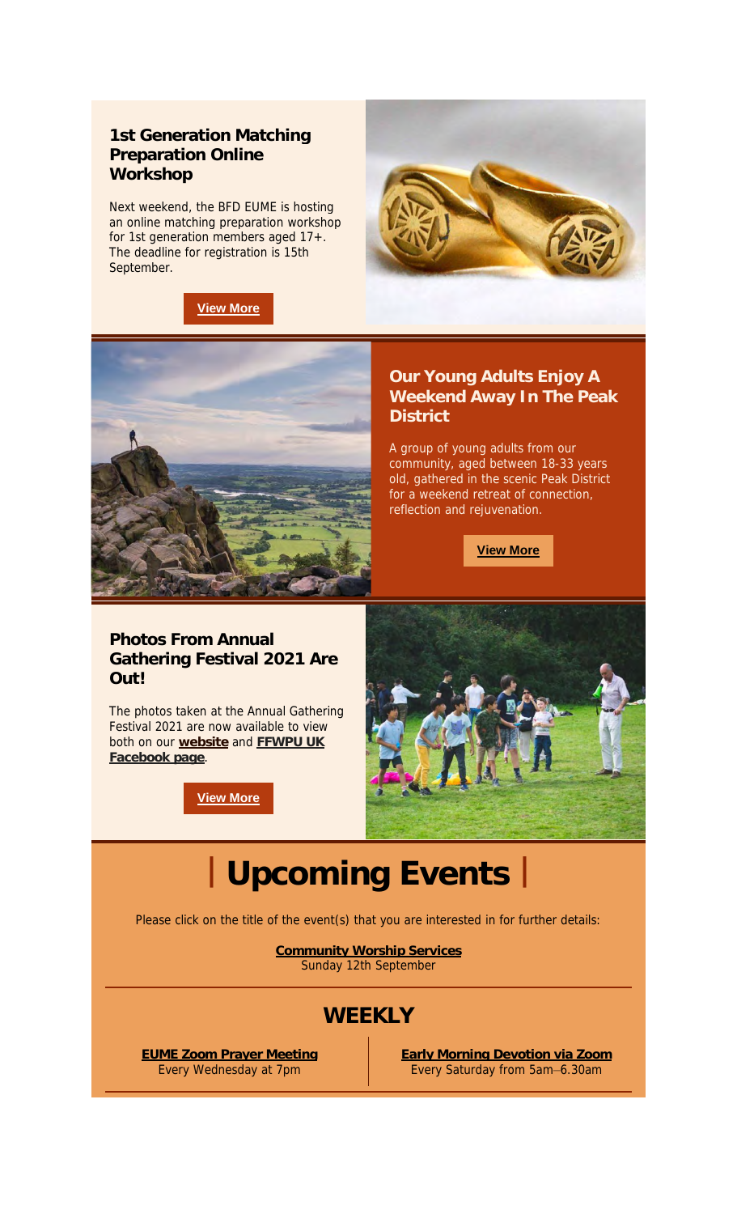### 1st Generation Matching Preparation Online Workshop

Next weekend, the BFD EUME is hosting an online matching preparation workshop for 1st generation members aged 17+. The deadline for registration is 15th September.

**View More**

### Our Young Adults Enjoy A Weekend Away In The Peak District

A group of young adults from our community, aged between 18-33 years old, gathered in the scenic Peak District for a weekend retreat of connection, reflection and rejuvenation.

**View More**

### Photos From Annual Gathering Festival 2021 Are Out!

The photos taken at the Annual Gathering Festival 2021 are now available to view both on our **website** and **FFWPU UK Facebook page**.

**View More**

# | Upcoming Events |

Please click on the title of the event(s) that you are interested in for further details:

**Community Worship Services**
Sunday 12th September

## WEEKLY

**EUME Zoom Prayer Meeting**
Every Wednesday at 7pm

**Early Morning Devotion via Zoom**
Every Saturday from 5am–6.30am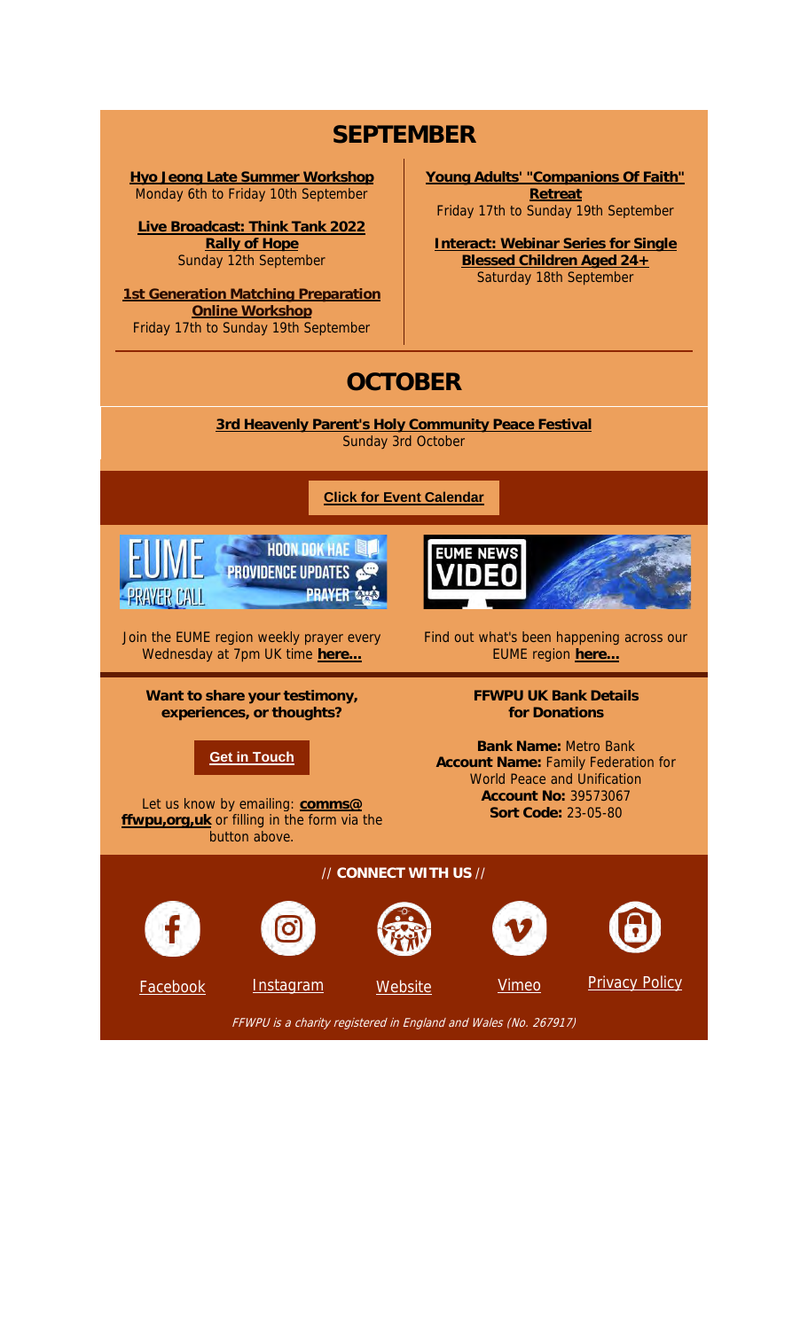## SEPTEMBER

**Hyo Jeong Late Summer Workshop**
Monday 6th to Friday 10th September

**Live Broadcast: Think Tank 2022 Rally of Hope**
Sunday 12th September

**1st Generation Matching Preparation Online Workshop**
Friday 17th to Sunday 19th September

**Young Adults' "Companions Of Faith" Retreat**
Friday 17th to Sunday 19th September

**Interact: Webinar Series for Single Blessed Children Aged 24+**
Saturday 18th September

## OCTOBER

**3rd Heavenly Parent's Holy Community Peace Festival**
Sunday 3rd October

**Click for Event Calendar**

EUME PRAYER CALL — HOON DOK HAE, PROVIDENCE UPDATES, PRAYER

Join the EUME region weekly prayer every Wednesday at 7pm UK time **here...**

EUME NEWS VIDEO

Find out what's been happening across our EUME region **here...**

**Want to share your testimony, experiences, or thoughts?**

**Get in Touch**

Let us know by emailing: **comms@ffwpu,org,uk** or filling in the form via the button above.

**FFWPU UK Bank Details for Donations**

**Bank Name:** Metro Bank
**Account Name:** Family Federation for World Peace and Unification
**Account No:** 39573067
**Sort Code:** 23-05-80

// **CONNECT WITH US** //

Facebook | Instagram | Website | Vimeo | Privacy Policy

*FFWPU is a charity registered in England and Wales (No. 267917)*